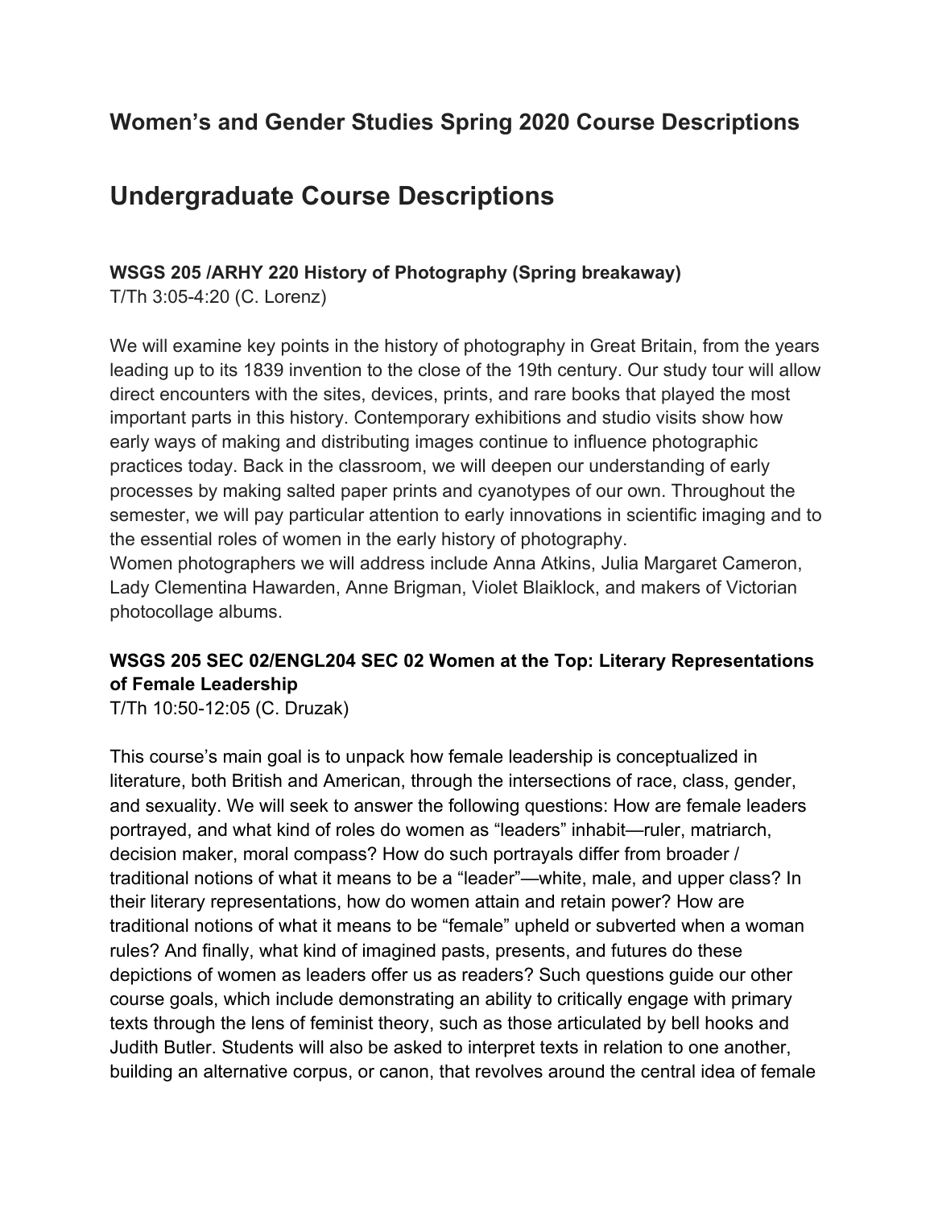## Women's and Gender Studies Spring 2020 Course Descriptions

# Undergraduate Course Descriptions

**WSGS 205 /ARHY 220 History of Photography (Spring breakaway)**
T/Th 3:05-4:20 (C. Lorenz)

We will examine key points in the history of photography in Great Britain, from the years leading up to its 1839 invention to the close of the 19th century. Our study tour will allow direct encounters with the sites, devices, prints, and rare books that played the most important parts in this history. Contemporary exhibitions and studio visits show how early ways of making and distributing images continue to influence photographic practices today. Back in the classroom, we will deepen our understanding of early processes by making salted paper prints and cyanotypes of our own. Throughout the semester, we will pay particular attention to early innovations in scientific imaging and to the essential roles of women in the early history of photography.
Women photographers we will address include Anna Atkins, Julia Margaret Cameron, Lady Clementina Hawarden, Anne Brigman, Violet Blaiklock, and makers of Victorian photocollage albums.

**WSGS 205 SEC 02/ENGL204 SEC 02 Women at the Top: Literary Representations of Female Leadership**
T/Th 10:50-12:05 (C. Druzak)

This course's main goal is to unpack how female leadership is conceptualized in literature, both British and American, through the intersections of race, class, gender, and sexuality. We will seek to answer the following questions: How are female leaders portrayed, and what kind of roles do women as "leaders" inhabit—ruler, matriarch, decision maker, moral compass? How do such portrayals differ from broader / traditional notions of what it means to be a "leader"—white, male, and upper class? In their literary representations, how do women attain and retain power? How are traditional notions of what it means to be "female" upheld or subverted when a woman rules? And finally, what kind of imagined pasts, presents, and futures do these depictions of women as leaders offer us as readers? Such questions guide our other course goals, which include demonstrating an ability to critically engage with primary texts through the lens of feminist theory, such as those articulated by bell hooks and Judith Butler. Students will also be asked to interpret texts in relation to one another, building an alternative corpus, or canon, that revolves around the central idea of female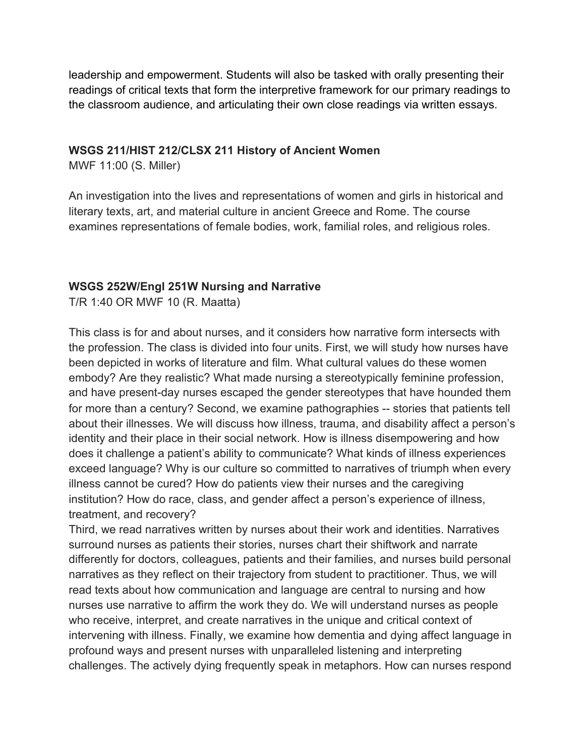leadership and empowerment. Students will also be tasked with orally presenting their readings of critical texts that form the interpretive framework for our primary readings to the classroom audience, and articulating their own close readings via written essays.

**WSGS 211/HIST 212/CLSX 211 History of Ancient Women**
MWF 11:00 (S. Miller)

An investigation into the lives and representations of women and girls in historical and literary texts, art, and material culture in ancient Greece and Rome. The course examines representations of female bodies, work, familial roles, and religious roles.

**WSGS 252W/Engl 251W Nursing and Narrative**
T/R 1:40 OR MWF 10 (R. Maatta)

This class is for and about nurses, and it considers how narrative form intersects with the profession. The class is divided into four units. First, we will study how nurses have been depicted in works of literature and film. What cultural values do these women embody? Are they realistic? What made nursing a stereotypically feminine profession, and have present-day nurses escaped the gender stereotypes that have hounded them for more than a century? Second, we examine pathographies -- stories that patients tell about their illnesses. We will discuss how illness, trauma, and disability affect a person's identity and their place in their social network. How is illness disempowering and how does it challenge a patient's ability to communicate? What kinds of illness experiences exceed language? Why is our culture so committed to narratives of triumph when every illness cannot be cured? How do patients view their nurses and the caregiving institution? How do race, class, and gender affect a person's experience of illness, treatment, and recovery?
Third, we read narratives written by nurses about their work and identities. Narratives surround nurses as patients their stories, nurses chart their shiftwork and narrate differently for doctors, colleagues, patients and their families, and nurses build personal narratives as they reflect on their trajectory from student to practitioner. Thus, we will read texts about how communication and language are central to nursing and how nurses use narrative to affirm the work they do. We will understand nurses as people who receive, interpret, and create narratives in the unique and critical context of intervening with illness. Finally, we examine how dementia and dying affect language in profound ways and present nurses with unparalleled listening and interpreting challenges. The actively dying frequently speak in metaphors. How can nurses respond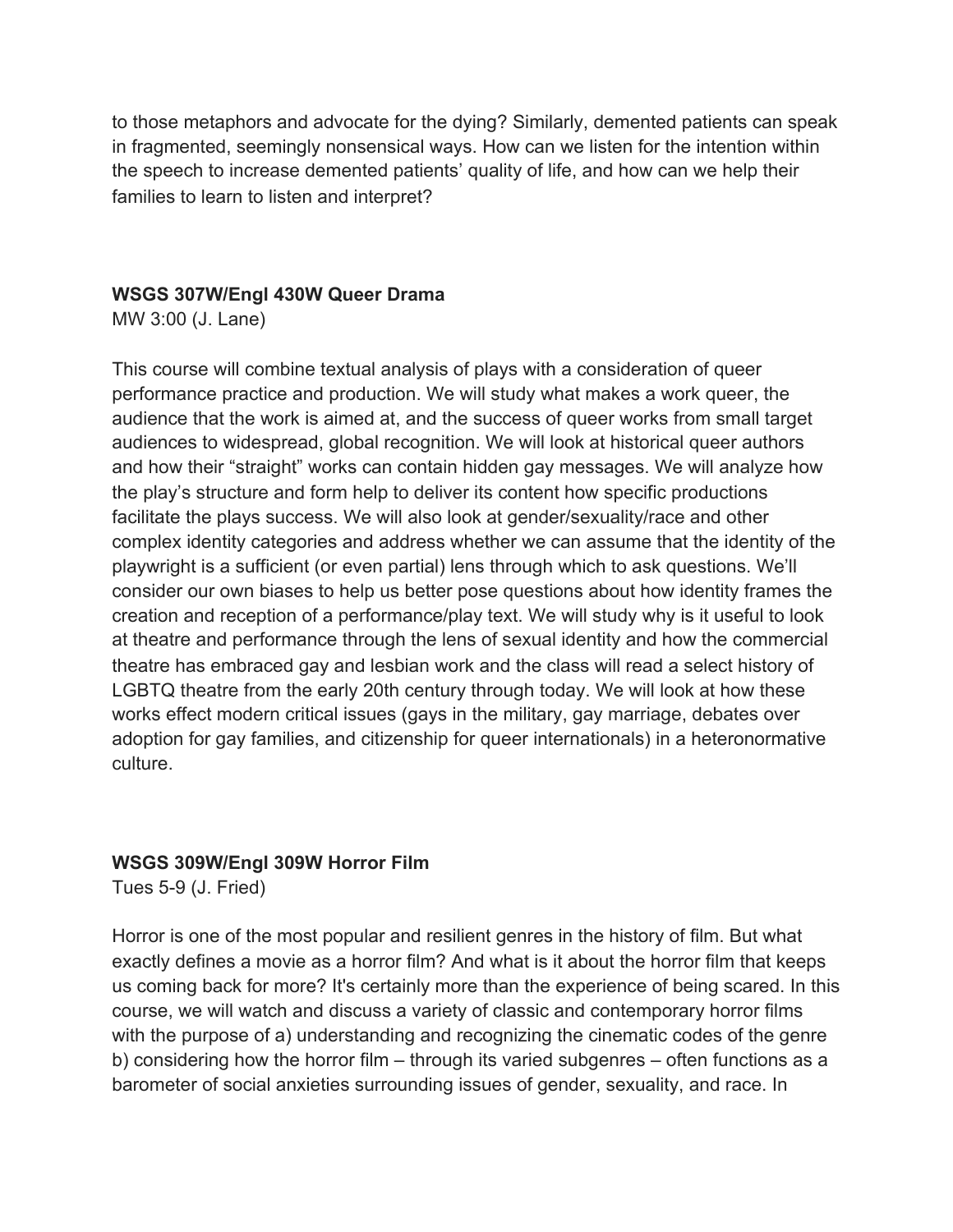to those metaphors and advocate for the dying? Similarly, demented patients can speak in fragmented, seemingly nonsensical ways. How can we listen for the intention within the speech to increase demented patients' quality of life, and how can we help their families to learn to listen and interpret?

**WSGS 307W/Engl 430W Queer Drama**
MW 3:00 (J. Lane)

This course will combine textual analysis of plays with a consideration of queer performance practice and production. We will study what makes a work queer, the audience that the work is aimed at, and the success of queer works from small target audiences to widespread, global recognition. We will look at historical queer authors and how their "straight" works can contain hidden gay messages. We will analyze how the play's structure and form help to deliver its content how specific productions facilitate the plays success. We will also look at gender/sexuality/race and other complex identity categories and address whether we can assume that the identity of the playwright is a sufficient (or even partial) lens through which to ask questions. We'll consider our own biases to help us better pose questions about how identity frames the creation and reception of a performance/play text. We will study why is it useful to look at theatre and performance through the lens of sexual identity and how the commercial theatre has embraced gay and lesbian work and the class will read a select history of LGBTQ theatre from the early 20th century through today. We will look at how these works effect modern critical issues (gays in the military, gay marriage, debates over adoption for gay families, and citizenship for queer internationals) in a heteronormative culture.

**WSGS 309W/Engl 309W Horror Film**
Tues 5-9 (J. Fried)

Horror is one of the most popular and resilient genres in the history of film. But what exactly defines a movie as a horror film? And what is it about the horror film that keeps us coming back for more? It's certainly more than the experience of being scared. In this course, we will watch and discuss a variety of classic and contemporary horror films with the purpose of a) understanding and recognizing the cinematic codes of the genre b) considering how the horror film – through its varied subgenres – often functions as a barometer of social anxieties surrounding issues of gender, sexuality, and race. In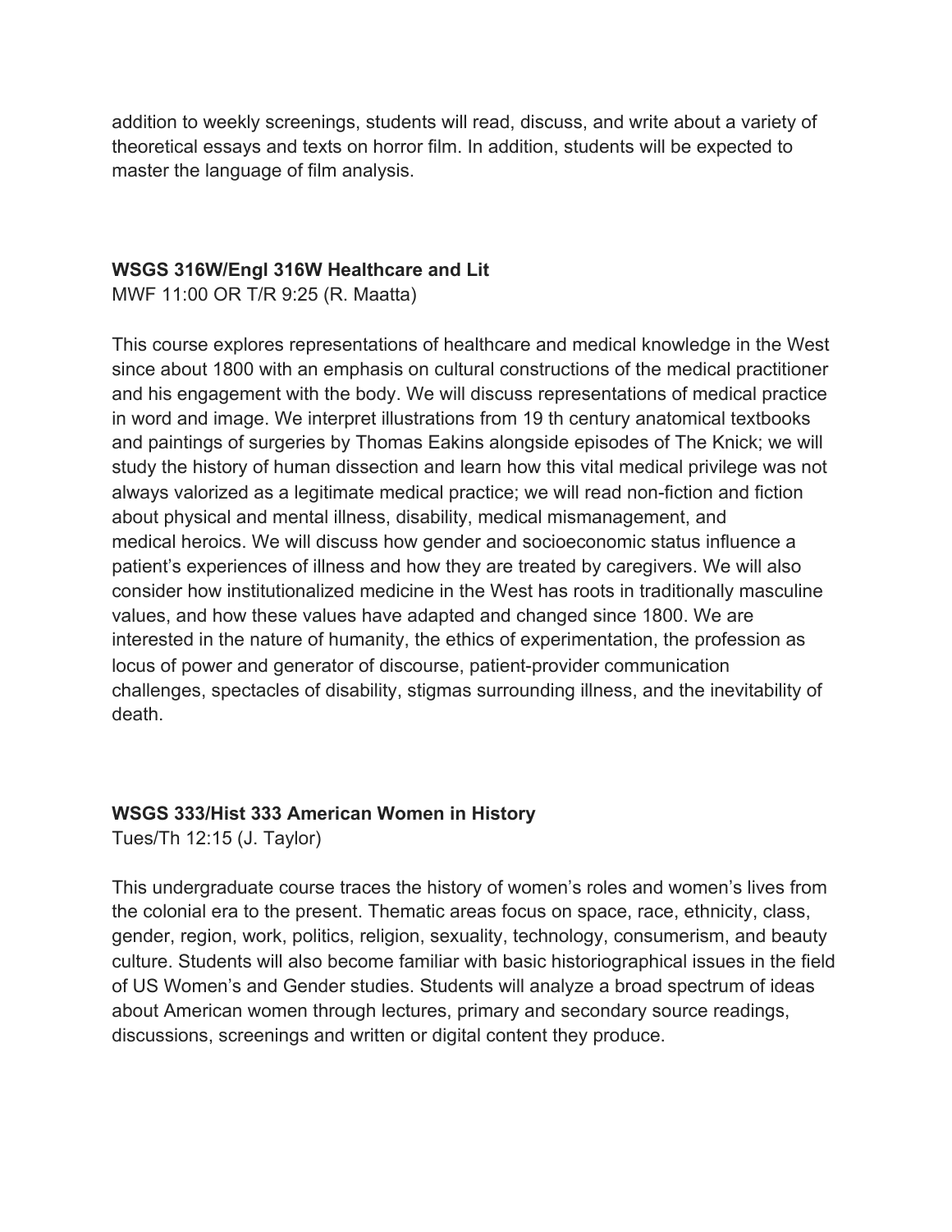addition to weekly screenings, students will read, discuss, and write about a variety of theoretical essays and texts on horror film. In addition, students will be expected to master the language of film analysis.

**WSGS 316W/Engl 316W Healthcare and Lit**

MWF 11:00 OR T/R 9:25 (R. Maatta)

This course explores representations of healthcare and medical knowledge in the West since about 1800 with an emphasis on cultural constructions of the medical practitioner and his engagement with the body. We will discuss representations of medical practice in word and image. We interpret illustrations from 19 th century anatomical textbooks and paintings of surgeries by Thomas Eakins alongside episodes of The Knick; we will study the history of human dissection and learn how this vital medical privilege was not always valorized as a legitimate medical practice; we will read non-fiction and fiction about physical and mental illness, disability, medical mismanagement, and medical heroics. We will discuss how gender and socioeconomic status influence a patient's experiences of illness and how they are treated by caregivers. We will also consider how institutionalized medicine in the West has roots in traditionally masculine values, and how these values have adapted and changed since 1800. We are interested in the nature of humanity, the ethics of experimentation, the profession as locus of power and generator of discourse, patient-provider communication challenges, spectacles of disability, stigmas surrounding illness, and the inevitability of death.

**WSGS 333/Hist 333 American Women in History**

Tues/Th 12:15 (J. Taylor)

This undergraduate course traces the history of women's roles and women's lives from the colonial era to the present. Thematic areas focus on space, race, ethnicity, class, gender, region, work, politics, religion, sexuality, technology, consumerism, and beauty culture. Students will also become familiar with basic historiographical issues in the field of US Women's and Gender studies. Students will analyze a broad spectrum of ideas about American women through lectures, primary and secondary source readings, discussions, screenings and written or digital content they produce.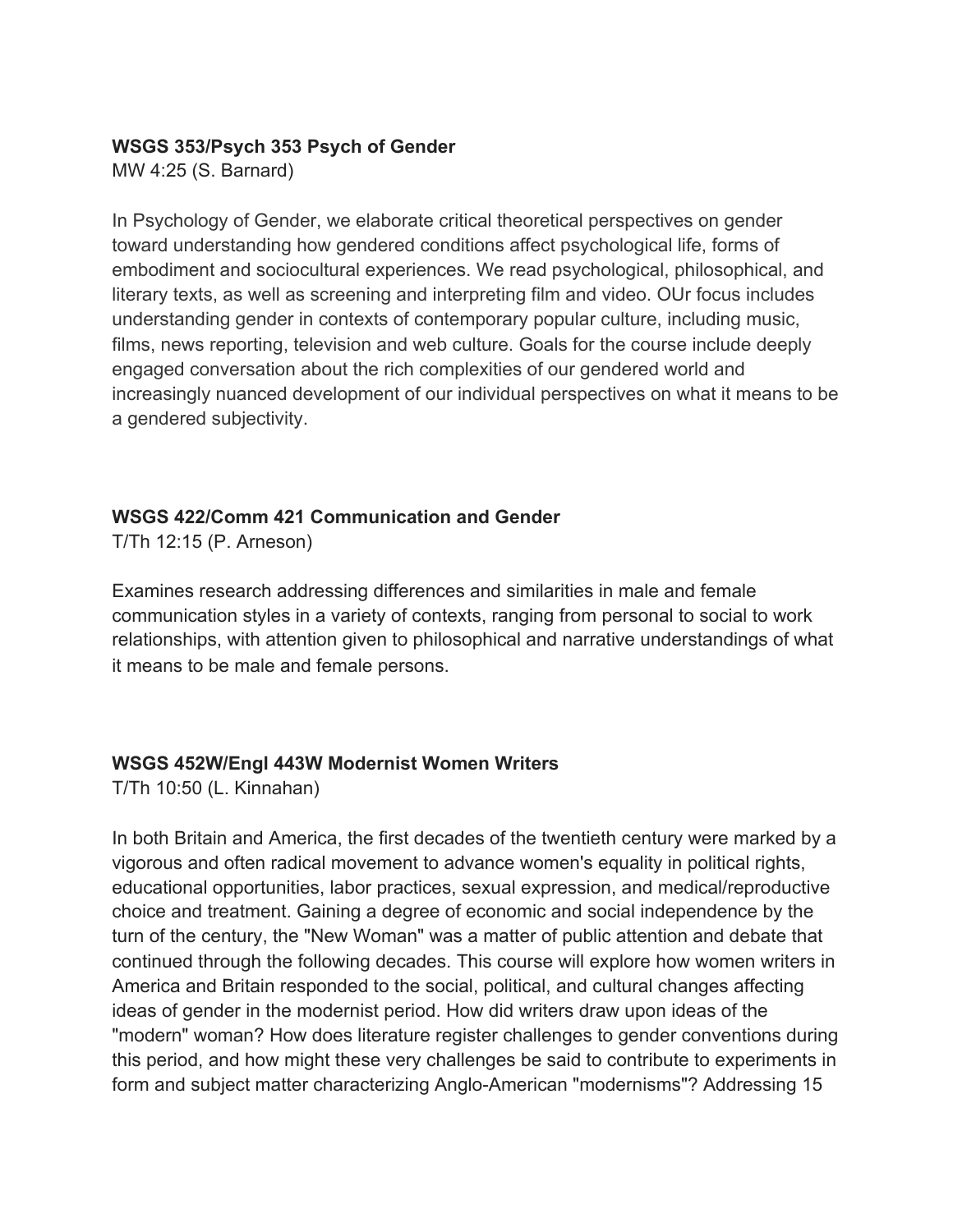**WSGS 353/Psych 353 Psych of Gender**
MW 4:25 (S. Barnard)

In Psychology of Gender, we elaborate critical theoretical perspectives on gender toward understanding how gendered conditions affect psychological life, forms of embodiment and sociocultural experiences. We read psychological, philosophical, and literary texts, as well as screening and interpreting film and video. OUr focus includes understanding gender in contexts of contemporary popular culture, including music, films, news reporting, television and web culture. Goals for the course include deeply engaged conversation about the rich complexities of our gendered world and increasingly nuanced development of our individual perspectives on what it means to be a gendered subjectivity.

**WSGS 422/Comm 421 Communication and Gender**
T/Th 12:15 (P. Arneson)

Examines research addressing differences and similarities in male and female communication styles in a variety of contexts, ranging from personal to social to work relationships, with attention given to philosophical and narrative understandings of what it means to be male and female persons.

**WSGS 452W/Engl 443W Modernist Women Writers**
T/Th 10:50 (L. Kinnahan)

In both Britain and America, the first decades of the twentieth century were marked by a vigorous and often radical movement to advance women's equality in political rights, educational opportunities, labor practices, sexual expression, and medical/reproductive choice and treatment. Gaining a degree of economic and social independence by the turn of the century, the "New Woman" was a matter of public attention and debate that continued through the following decades. This course will explore how women writers in America and Britain responded to the social, political, and cultural changes affecting ideas of gender in the modernist period. How did writers draw upon ideas of the "modern" woman? How does literature register challenges to gender conventions during this period, and how might these very challenges be said to contribute to experiments in form and subject matter characterizing Anglo-American "modernisms"? Addressing 15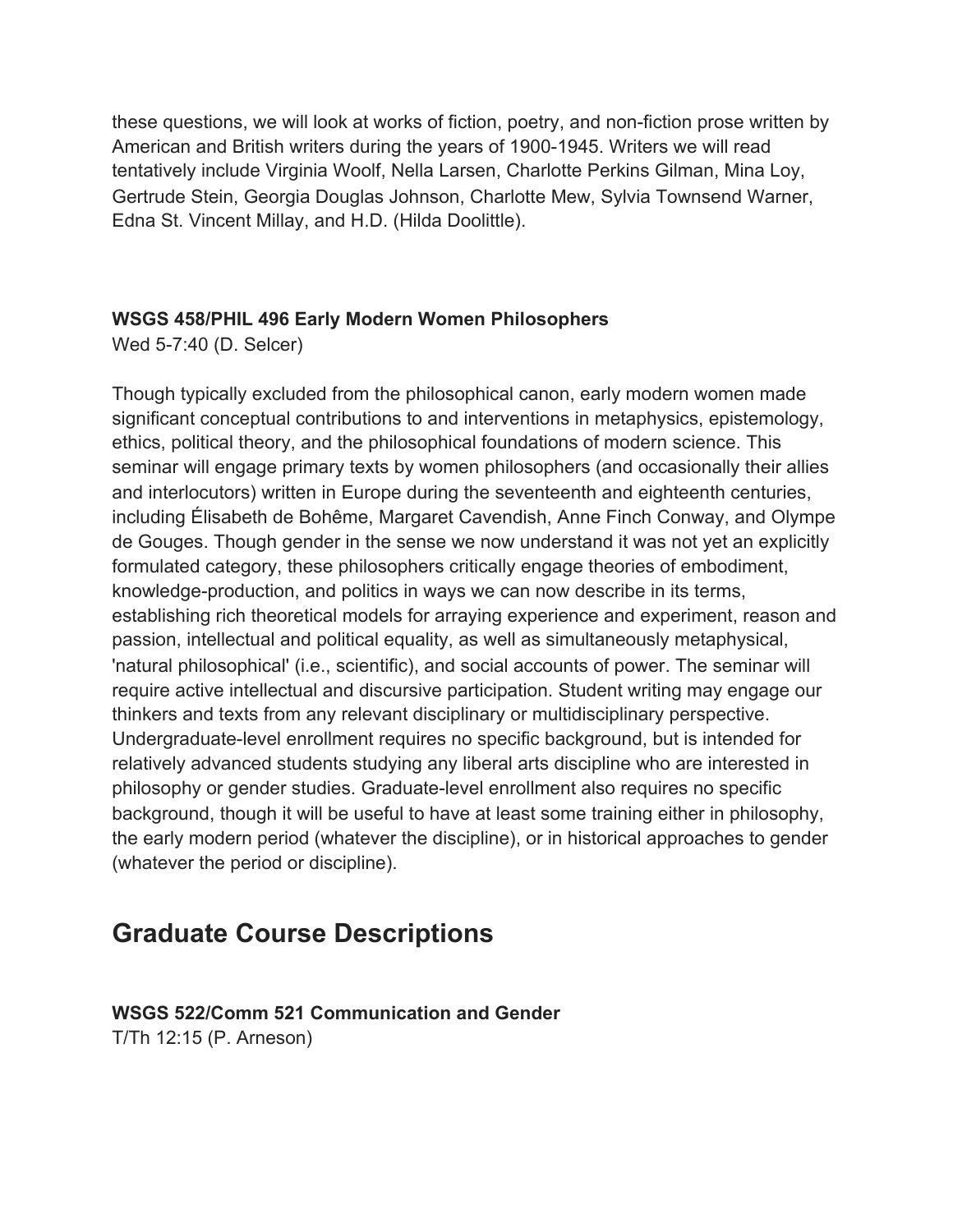these questions, we will look at works of fiction, poetry, and non-fiction prose written by American and British writers during the years of 1900-1945. Writers we will read tentatively include Virginia Woolf, Nella Larsen, Charlotte Perkins Gilman, Mina Loy, Gertrude Stein, Georgia Douglas Johnson, Charlotte Mew, Sylvia Townsend Warner, Edna St. Vincent Millay, and H.D. (Hilda Doolittle).

**WSGS 458/PHIL 496 Early Modern Women Philosophers**
Wed 5-7:40 (D. Selcer)

Though typically excluded from the philosophical canon, early modern women made significant conceptual contributions to and interventions in metaphysics, epistemology, ethics, political theory, and the philosophical foundations of modern science. This seminar will engage primary texts by women philosophers (and occasionally their allies and interlocutors) written in Europe during the seventeenth and eighteenth centuries, including Élisabeth de Bohême, Margaret Cavendish, Anne Finch Conway, and Olympe de Gouges. Though gender in the sense we now understand it was not yet an explicitly formulated category, these philosophers critically engage theories of embodiment, knowledge-production, and politics in ways we can now describe in its terms, establishing rich theoretical models for arraying experience and experiment, reason and passion, intellectual and political equality, as well as simultaneously metaphysical, 'natural philosophical' (i.e., scientific), and social accounts of power. The seminar will require active intellectual and discursive participation. Student writing may engage our thinkers and texts from any relevant disciplinary or multidisciplinary perspective. Undergraduate-level enrollment requires no specific background, but is intended for relatively advanced students studying any liberal arts discipline who are interested in philosophy or gender studies. Graduate-level enrollment also requires no specific background, though it will be useful to have at least some training either in philosophy, the early modern period (whatever the discipline), or in historical approaches to gender (whatever the period or discipline).

# Graduate Course Descriptions

**WSGS 522/Comm 521 Communication and Gender**
T/Th 12:15 (P. Arneson)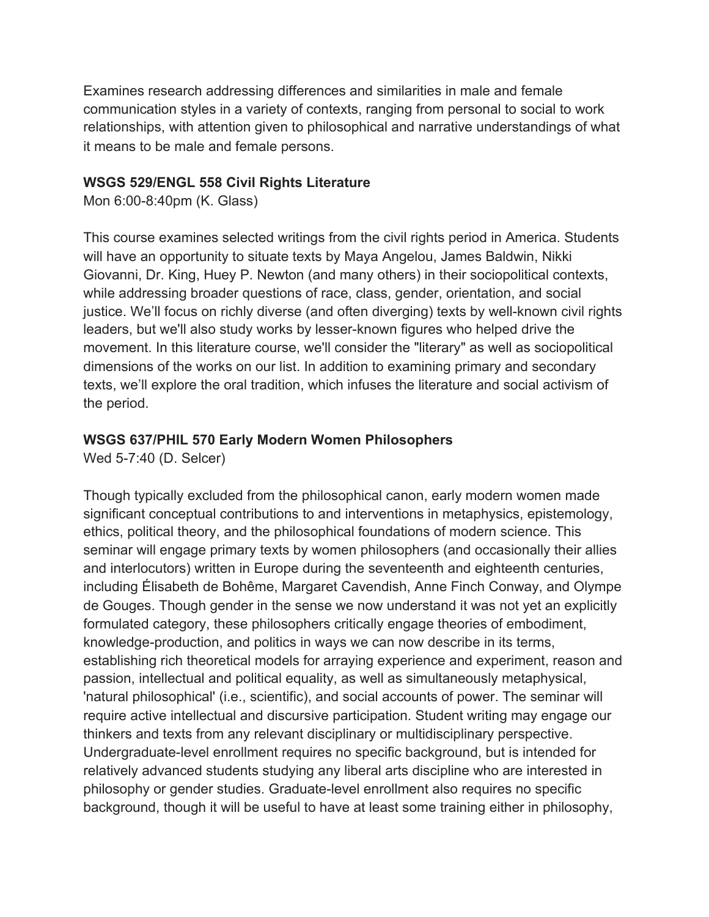Examines research addressing differences and similarities in male and female communication styles in a variety of contexts, ranging from personal to social to work relationships, with attention given to philosophical and narrative understandings of what it means to be male and female persons.

**WSGS 529/ENGL 558 Civil Rights Literature**
Mon 6:00-8:40pm (K. Glass)

This course examines selected writings from the civil rights period in America. Students will have an opportunity to situate texts by Maya Angelou, James Baldwin, Nikki Giovanni, Dr. King, Huey P. Newton (and many others) in their sociopolitical contexts, while addressing broader questions of race, class, gender, orientation, and social justice. We'll focus on richly diverse (and often diverging) texts by well-known civil rights leaders, but we'll also study works by lesser-known figures who helped drive the movement. In this literature course, we'll consider the "literary" as well as sociopolitical dimensions of the works on our list. In addition to examining primary and secondary texts, we'll explore the oral tradition, which infuses the literature and social activism of the period.

**WSGS 637/PHIL 570 Early Modern Women Philosophers**
Wed 5-7:40 (D. Selcer)

Though typically excluded from the philosophical canon, early modern women made significant conceptual contributions to and interventions in metaphysics, epistemology, ethics, political theory, and the philosophical foundations of modern science. This seminar will engage primary texts by women philosophers (and occasionally their allies and interlocutors) written in Europe during the seventeenth and eighteenth centuries, including Élisabeth de Bohême, Margaret Cavendish, Anne Finch Conway, and Olympe de Gouges. Though gender in the sense we now understand it was not yet an explicitly formulated category, these philosophers critically engage theories of embodiment, knowledge-production, and politics in ways we can now describe in its terms, establishing rich theoretical models for arraying experience and experiment, reason and passion, intellectual and political equality, as well as simultaneously metaphysical, 'natural philosophical' (i.e., scientific), and social accounts of power. The seminar will require active intellectual and discursive participation. Student writing may engage our thinkers and texts from any relevant disciplinary or multidisciplinary perspective. Undergraduate-level enrollment requires no specific background, but is intended for relatively advanced students studying any liberal arts discipline who are interested in philosophy or gender studies. Graduate-level enrollment also requires no specific background, though it will be useful to have at least some training either in philosophy,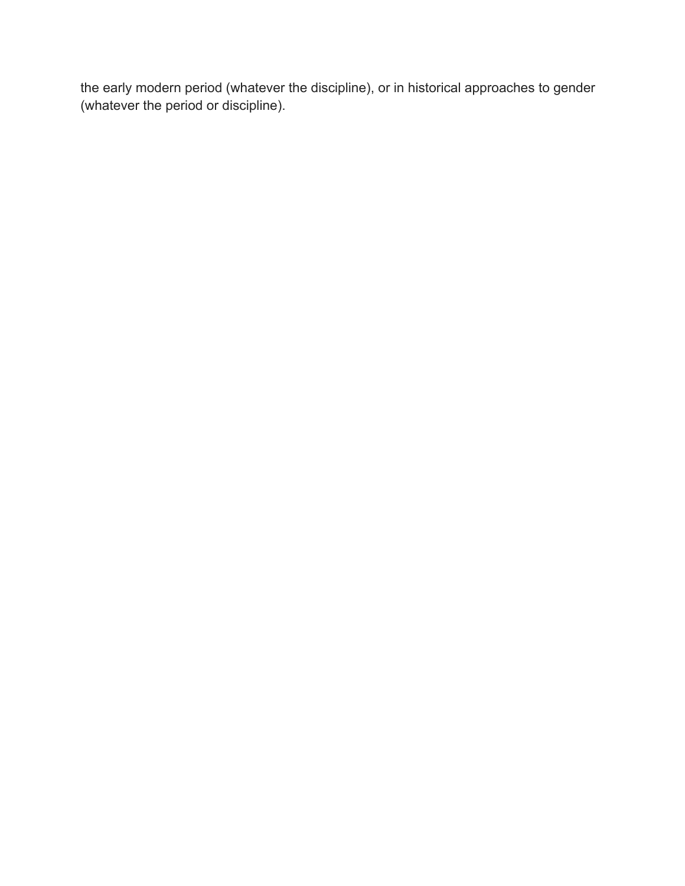the early modern period (whatever the discipline), or in historical approaches to gender (whatever the period or discipline).